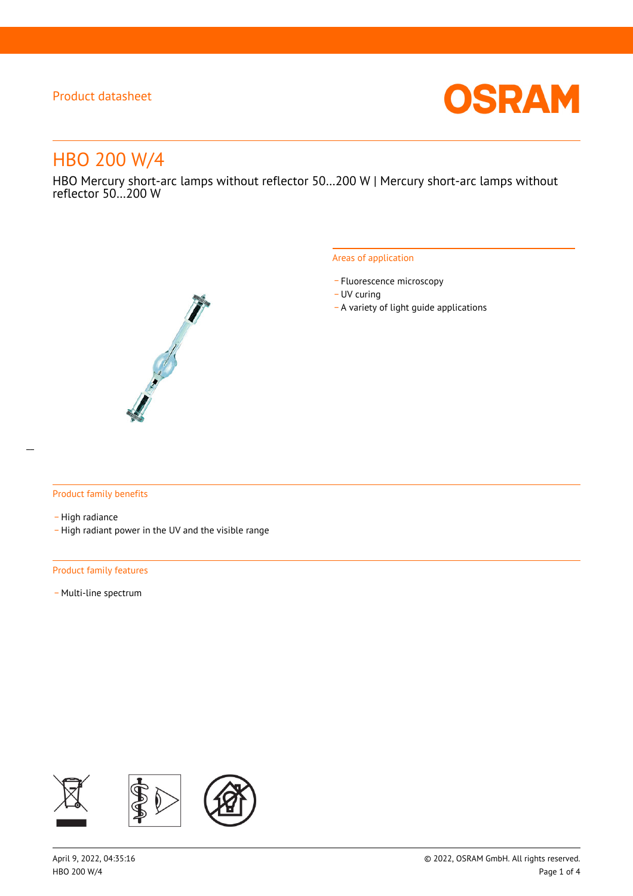Product datasheet

# HBO 200 W/4

HBO Mercury short-arc lamps without reflector 50...200 W | Mercury short-arc lamps without reflector 50...200 W

## Areas of application

- Fluorescence microscopy
- UV curing
- A variety of light guide applications

## Product family benefits

- High radiance
- High radiant power in the UV and the visible range

## Product family features

- Multi-line spectrum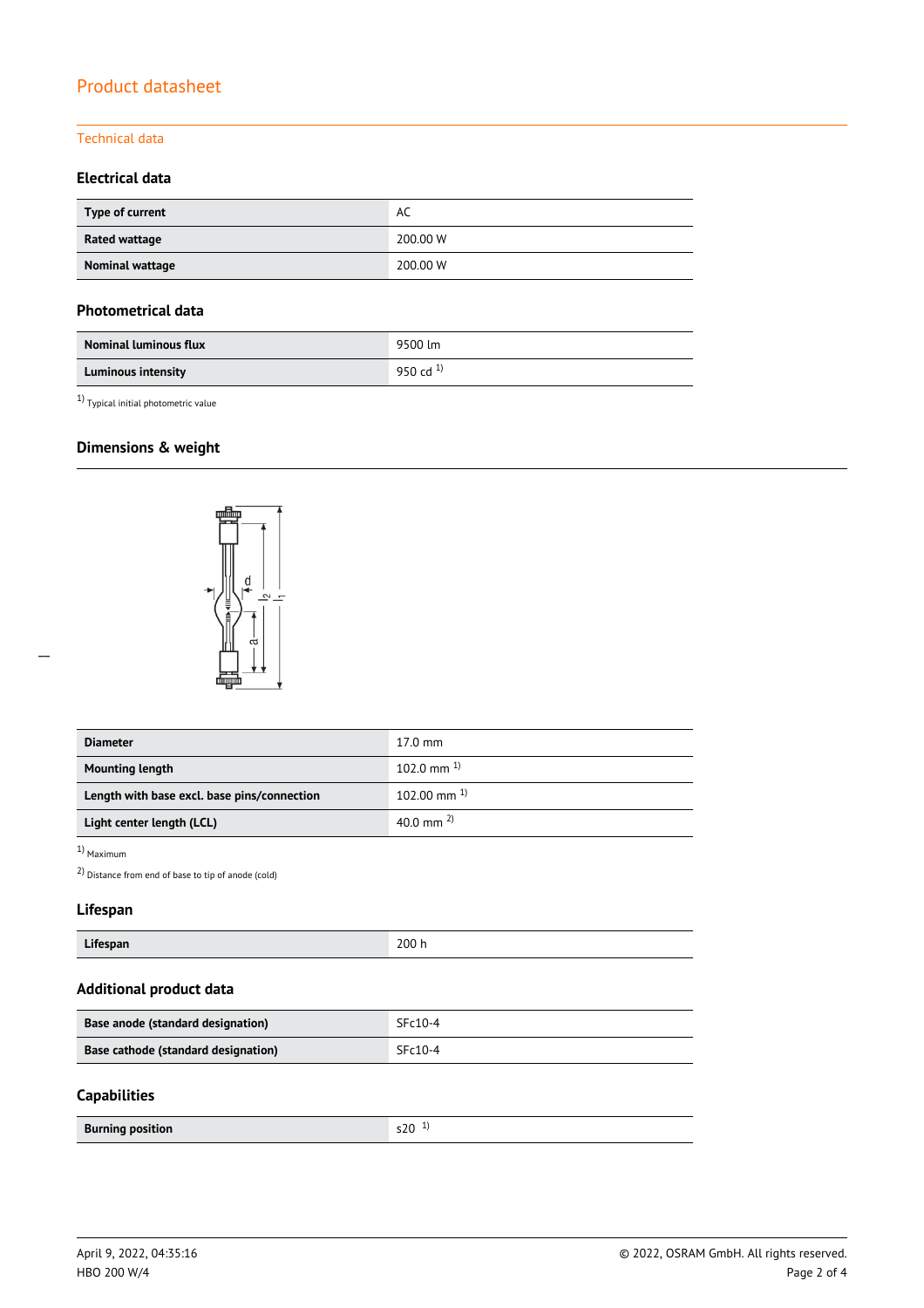# Product datasheet

## Technical data

### Electrical data

| Type of current | AC |
|---|---|
| Rated wattage | 200.00 W |
| Nominal wattage | 200.00 W |

### Photometrical data

| Nominal luminous flux | 9500 lm |
|---|---|
| Luminous intensity | 950 cd [1] |

[1] Typical initial photometric value

### Dimensions & weight

| Diameter | 17.0 mm |
|---|---|
| Mounting length | 102.0 mm [1] |
| Length with base excl. base pins/connection | 102.00 mm [1] |
| Light center length (LCL) | 40.0 mm [2] |

[1] Maximum

[2] Distance from end of base to tip of anode (cold)

### Lifespan

| Lifespan | 200 h |
|---|---|

### Additional product data

| Base anode (standard designation) | SFc10-4 |
|---|---|
| Base cathode (standard designation) | SFc10-4 |

### Capabilities

| Burning position | s20 [1] |
|---|---|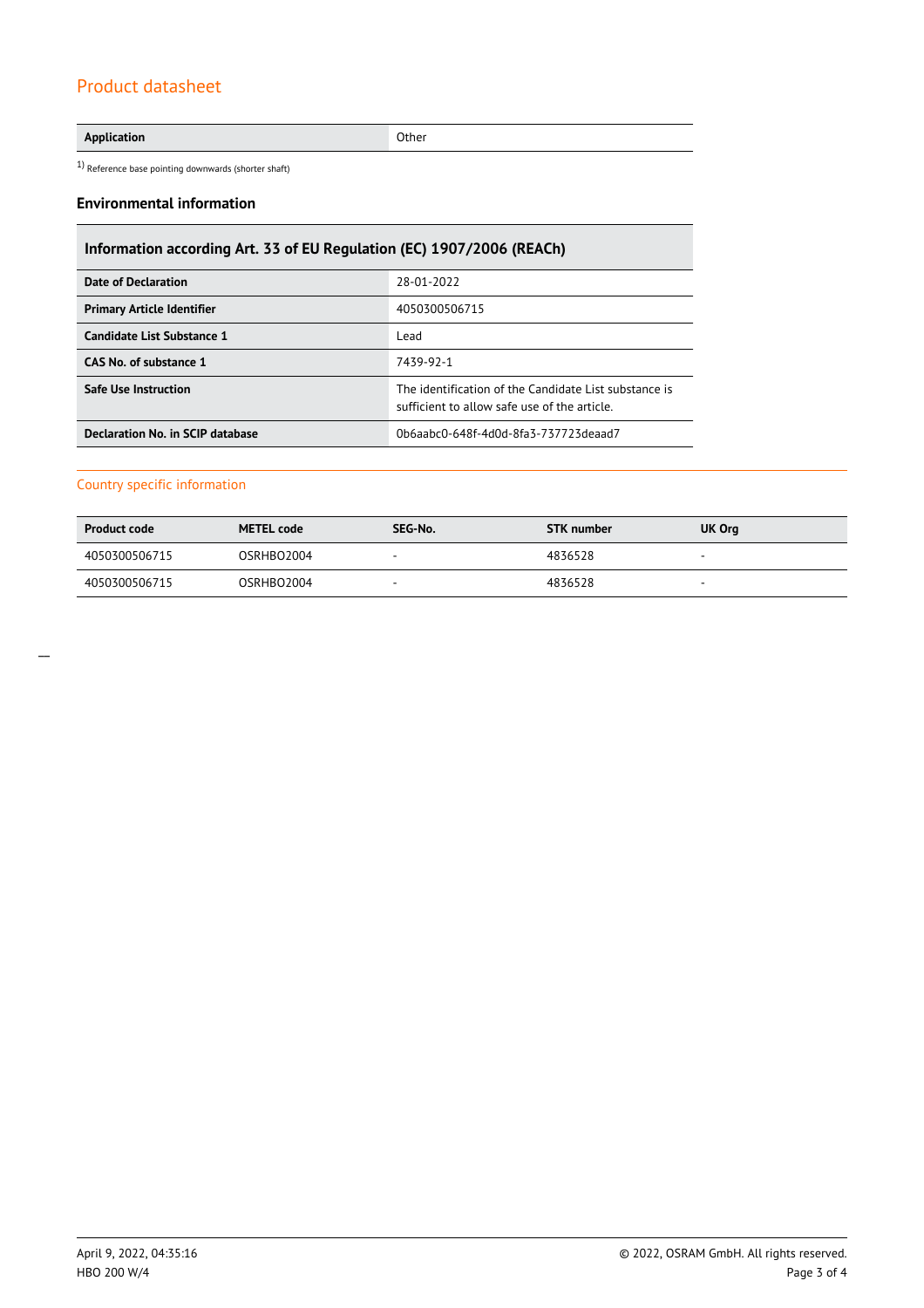## Product datasheet

| Application | Other |
|---|---|

1) Reference base pointing downwards (shorter shaft)

### Environmental information

| Information according Art. 33 of EU Regulation (EC) 1907/2006 (REACh) | |
|---|---|
| **Date of Declaration** | 28-01-2022 |
| **Primary Article Identifier** | 4050300506715 |
| **Candidate List Substance 1** | Lead |
| **CAS No. of substance 1** | 7439-92-1 |
| **Safe Use Instruction** | The identification of the Candidate List substance is sufficient to allow safe use of the article. |
| **Declaration No. in SCIP database** | 0b6aabc0-648f-4d0d-8fa3-737723deaad7 |

### Country specific information

| Product code | METEL code | SEG-No. | STK number | UK Org |
|---|---|---|---|---|
| 4050300506715 | OSRHBO2004 | - | 4836528 | - |
| 4050300506715 | OSRHBO2004 | - | 4836528 | - |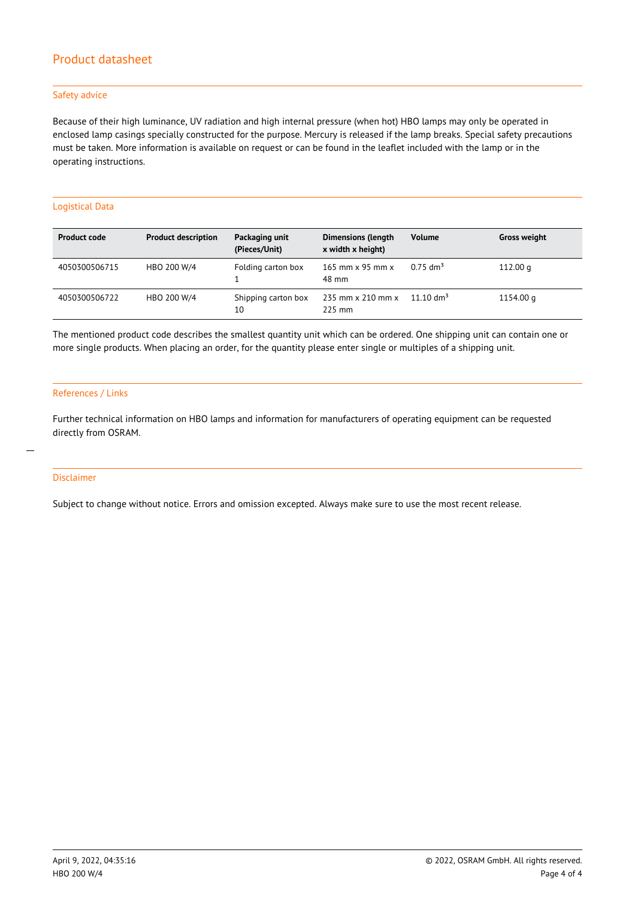## Safety advice

Because of their high luminance, UV radiation and high internal pressure (when hot) HBO lamps may only be operated in enclosed lamp casings specially constructed for the purpose. Mercury is released if the lamp breaks. Special safety precautions must be taken. More information is available on request or can be found in the leaflet included with the lamp or in the operating instructions.

## Logistical Data

| Product code | Product description | Packaging unit (Pieces/Unit) | Dimensions (length x width x height) | Volume | Gross weight |
|---|---|---|---|---|---|
| 4050300506715 | HBO 200 W/4 | Folding carton box 1 | 165 mm x 95 mm x 48 mm | 0.75 $dm^3$ | 112.00 g |
| 4050300506722 | HBO 200 W/4 | Shipping carton box 10 | 235 mm x 210 mm x 225 mm | 11.10 $dm^3$ | 1154.00 g |

The mentioned product code describes the smallest quantity unit which can be ordered. One shipping unit can contain one or more single products. When placing an order, for the quantity please enter single or multiples of a shipping unit.

## References / Links

Further technical information on HBO lamps and information for manufacturers of operating equipment can be requested directly from OSRAM.

## Disclaimer

Subject to change without notice. Errors and omission excepted. Always make sure to use the most recent release.